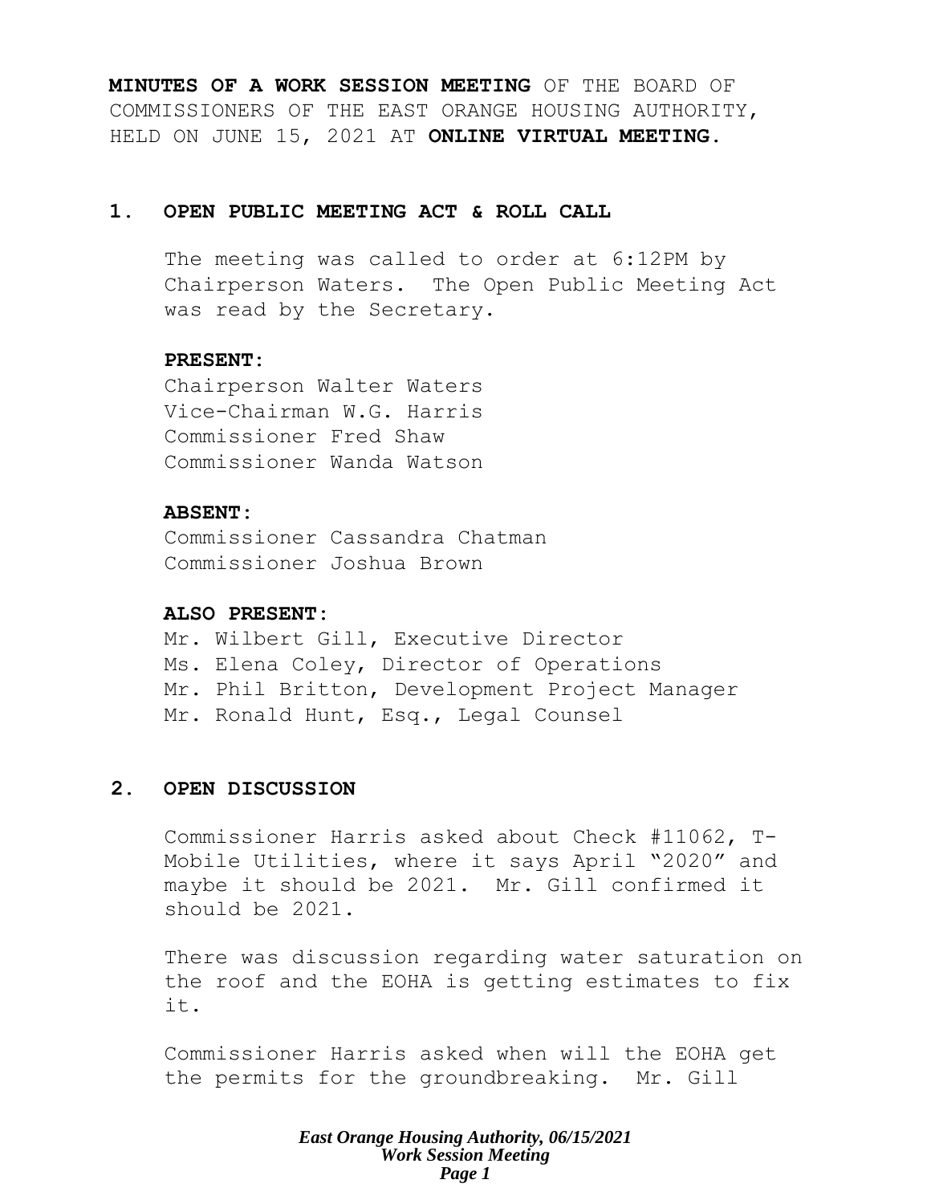**MINUTES OF A WORK SESSION MEETING** OF THE BOARD OF COMMISSIONERS OF THE EAST ORANGE HOUSING AUTHORITY, HELD ON JUNE 15, 2021 AT **ONLINE VIRTUAL MEETING.**

## 1. OPEN PUBLIC MEETING ACT & ROLL CALL

The meeting was called to order at 6:12PM by Chairperson Waters. The Open Public Meeting Act was read by the Secretary.

**PRESENT:**

Chairperson Walter Waters
Vice-Chairman W.G. Harris
Commissioner Fred Shaw
Commissioner Wanda Watson

**ABSENT:**

Commissioner Cassandra Chatman
Commissioner Joshua Brown

**ALSO PRESENT:**

Mr. Wilbert Gill, Executive Director
Ms. Elena Coley, Director of Operations
Mr. Phil Britton, Development Project Manager
Mr. Ronald Hunt, Esq., Legal Counsel

## 2. OPEN DISCUSSION

Commissioner Harris asked about Check #11062, T-Mobile Utilities, where it says April "2020" and maybe it should be 2021. Mr. Gill confirmed it should be 2021.

There was discussion regarding water saturation on the roof and the EOHA is getting estimates to fix it.

Commissioner Harris asked when will the EOHA get the permits for the groundbreaking. Mr. Gill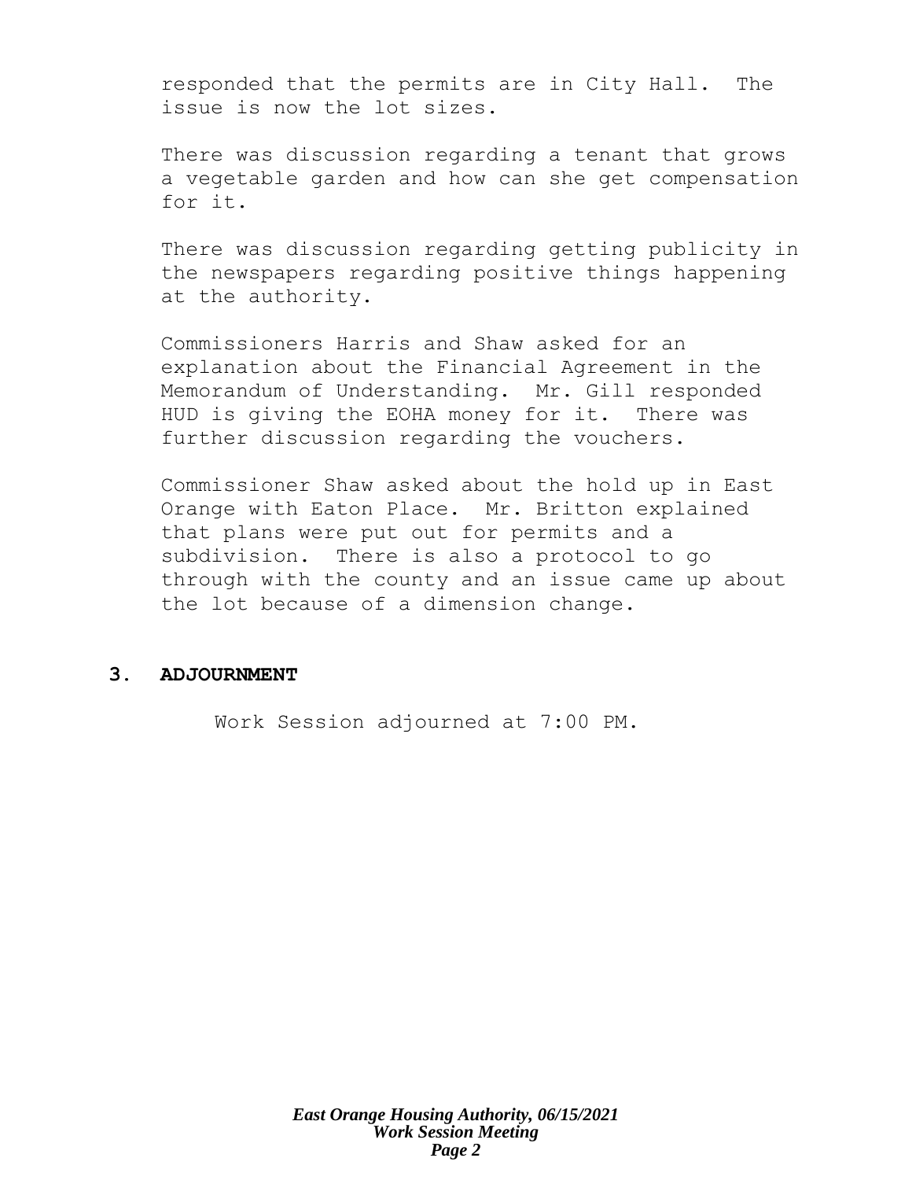responded that the permits are in City Hall. The issue is now the lot sizes.

There was discussion regarding a tenant that grows a vegetable garden and how can she get compensation for it.

There was discussion regarding getting publicity in the newspapers regarding positive things happening at the authority.

Commissioners Harris and Shaw asked for an explanation about the Financial Agreement in the Memorandum of Understanding. Mr. Gill responded HUD is giving the EOHA money for it. There was further discussion regarding the vouchers.

Commissioner Shaw asked about the hold up in East Orange with Eaton Place. Mr. Britton explained that plans were put out for permits and a subdivision. There is also a protocol to go through with the county and an issue came up about the lot because of a dimension change.

## 3. ADJOURNMENT

Work Session adjourned at 7:00 PM.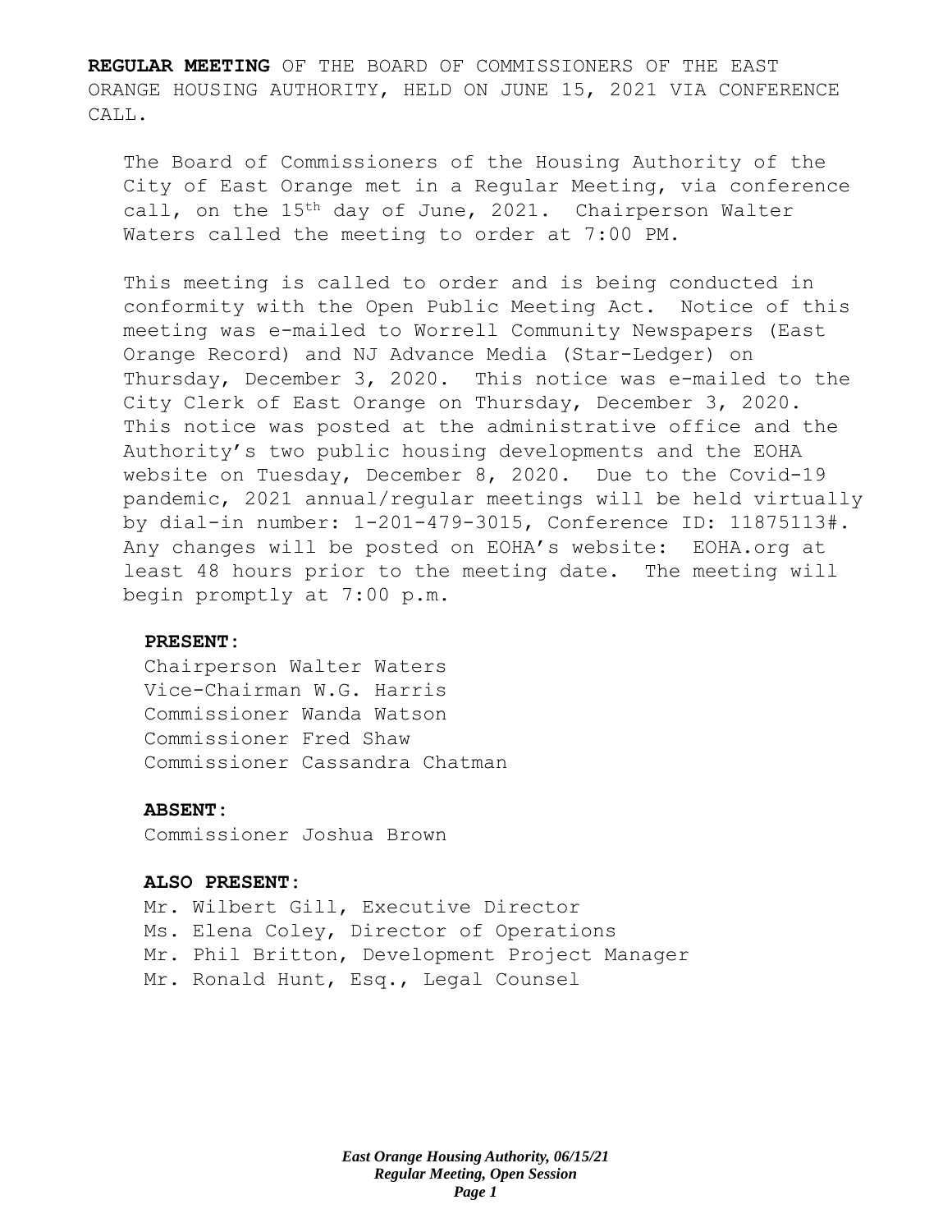**REGULAR MEETING** OF THE BOARD OF COMMISSIONERS OF THE EAST ORANGE HOUSING AUTHORITY, HELD ON JUNE 15, 2021 VIA CONFERENCE CALL.

The Board of Commissioners of the Housing Authority of the City of East Orange met in a Regular Meeting, via conference call, on the 15th day of June, 2021. Chairperson Walter Waters called the meeting to order at 7:00 PM.

This meeting is called to order and is being conducted in conformity with the Open Public Meeting Act. Notice of this meeting was e-mailed to Worrell Community Newspapers (East Orange Record) and NJ Advance Media (Star-Ledger) on Thursday, December 3, 2020. This notice was e-mailed to the City Clerk of East Orange on Thursday, December 3, 2020. This notice was posted at the administrative office and the Authority's two public housing developments and the EOHA website on Tuesday, December 8, 2020. Due to the Covid-19 pandemic, 2021 annual/regular meetings will be held virtually by dial-in number: 1-201-479-3015, Conference ID: 11875113#. Any changes will be posted on EOHA's website: EOHA.org at least 48 hours prior to the meeting date. The meeting will begin promptly at 7:00 p.m.

**PRESENT:**

Chairperson Walter Waters
Vice-Chairman W.G. Harris
Commissioner Wanda Watson
Commissioner Fred Shaw
Commissioner Cassandra Chatman

**ABSENT:**

Commissioner Joshua Brown

**ALSO PRESENT:**

Mr. Wilbert Gill, Executive Director
Ms. Elena Coley, Director of Operations
Mr. Phil Britton, Development Project Manager
Mr. Ronald Hunt, Esq., Legal Counsel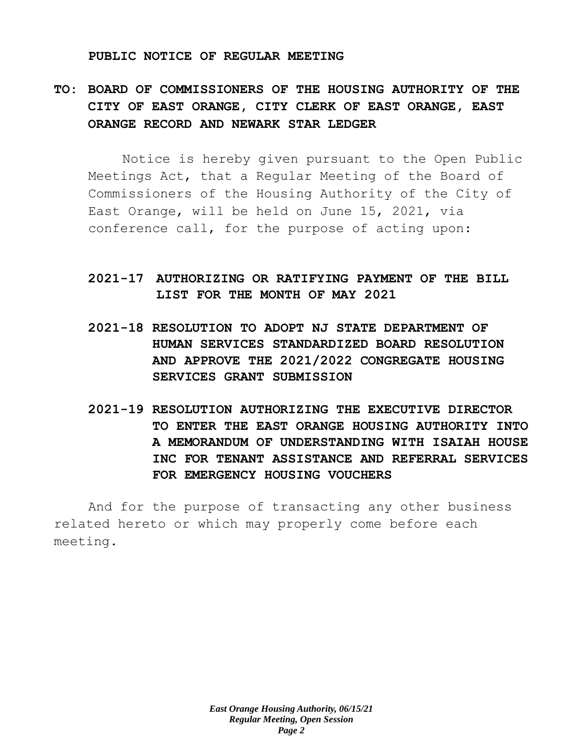**PUBLIC NOTICE OF REGULAR MEETING**

**TO: BOARD OF COMMISSIONERS OF THE HOUSING AUTHORITY OF THE CITY OF EAST ORANGE, CITY CLERK OF EAST ORANGE, EAST ORANGE RECORD AND NEWARK STAR LEDGER**

Notice is hereby given pursuant to the Open Public Meetings Act, that a Regular Meeting of the Board of Commissioners of the Housing Authority of the City of East Orange, will be held on June 15, 2021, via conference call, for the purpose of acting upon:

**2021-17 AUTHORIZING OR RATIFYING PAYMENT OF THE BILL LIST FOR THE MONTH OF MAY 2021**

**2021-18 RESOLUTION TO ADOPT NJ STATE DEPARTMENT OF HUMAN SERVICES STANDARDIZED BOARD RESOLUTION AND APPROVE THE 2021/2022 CONGREGATE HOUSING SERVICES GRANT SUBMISSION**

**2021-19 RESOLUTION AUTHORIZING THE EXECUTIVE DIRECTOR TO ENTER THE EAST ORANGE HOUSING AUTHORITY INTO A MEMORANDUM OF UNDERSTANDING WITH ISAIAH HOUSE INC FOR TENANT ASSISTANCE AND REFERRAL SERVICES FOR EMERGENCY HOUSING VOUCHERS**

And for the purpose of transacting any other business related hereto or which may properly come before each meeting.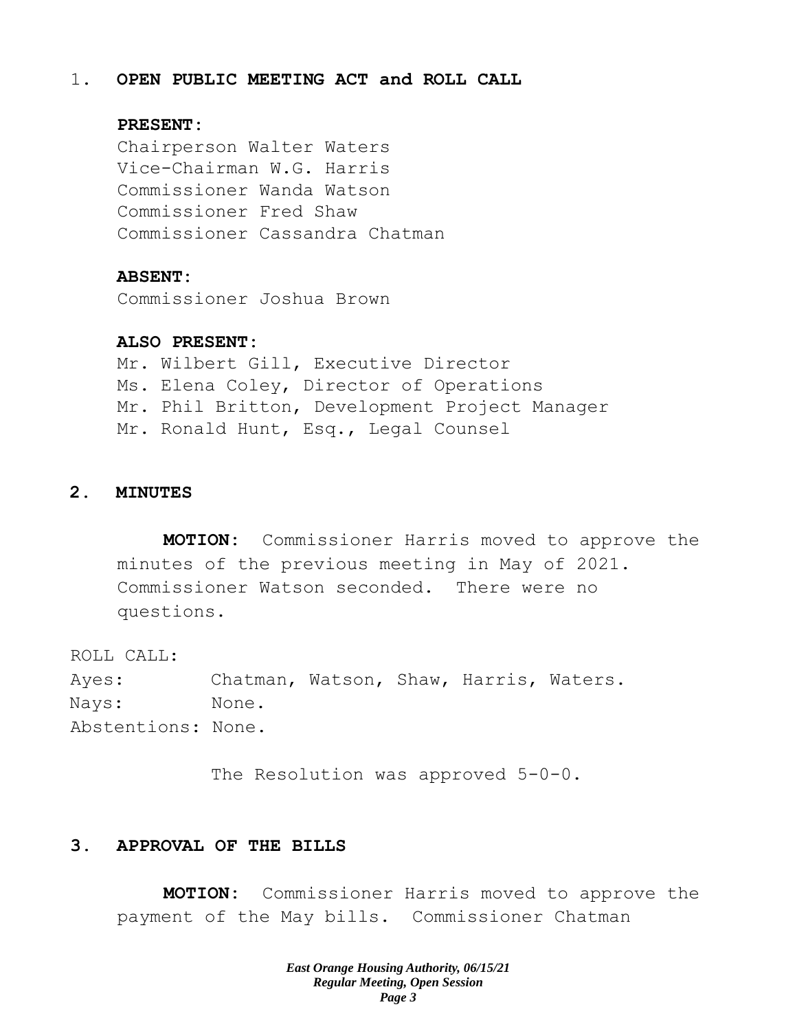1. **OPEN PUBLIC MEETING ACT and ROLL CALL**

**PRESENT:**
Chairperson Walter Waters
Vice-Chairman W.G. Harris
Commissioner Wanda Watson
Commissioner Fred Shaw
Commissioner Cassandra Chatman

**ABSENT:**
Commissioner Joshua Brown

**ALSO PRESENT:**
Mr. Wilbert Gill, Executive Director
Ms. Elena Coley, Director of Operations
Mr. Phil Britton, Development Project Manager
Mr. Ronald Hunt, Esq., Legal Counsel

**2. MINUTES**

**MOTION:** Commissioner Harris moved to approve the minutes of the previous meeting in May of 2021. Commissioner Watson seconded. There were no questions.

ROLL CALL:
Ayes: Chatman, Watson, Shaw, Harris, Waters.
Nays: None.
Abstentions: None.

The Resolution was approved 5-0-0.

**3. APPROVAL OF THE BILLS**

**MOTION:** Commissioner Harris moved to approve the payment of the May bills. Commissioner Chatman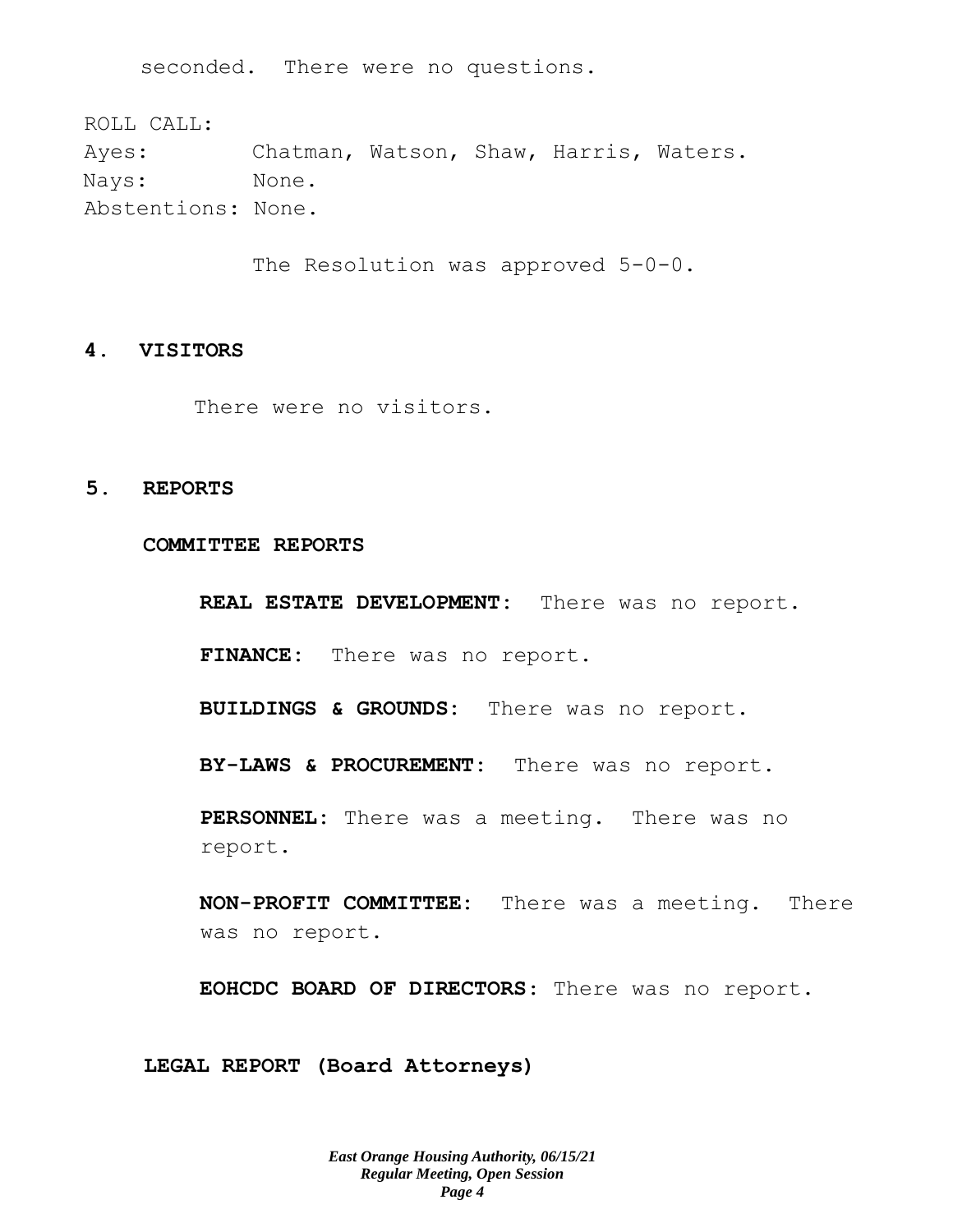seconded. There were no questions.

ROLL CALL:
Ayes: Chatman, Watson, Shaw, Harris, Waters.
Nays: None.
Abstentions: None.

The Resolution was approved 5-0-0.

## 4. VISITORS

There were no visitors.

## 5. REPORTS

### COMMITTEE REPORTS

**REAL ESTATE DEVELOPMENT:** There was no report.

**FINANCE:** There was no report.

**BUILDINGS & GROUNDS:** There was no report.

**BY-LAWS & PROCUREMENT:** There was no report.

**PERSONNEL:** There was a meeting. There was no report.

**NON-PROFIT COMMITTEE:** There was a meeting. There was no report.

**EOHCDC BOARD OF DIRECTORS:** There was no report.

### LEGAL REPORT (Board Attorneys)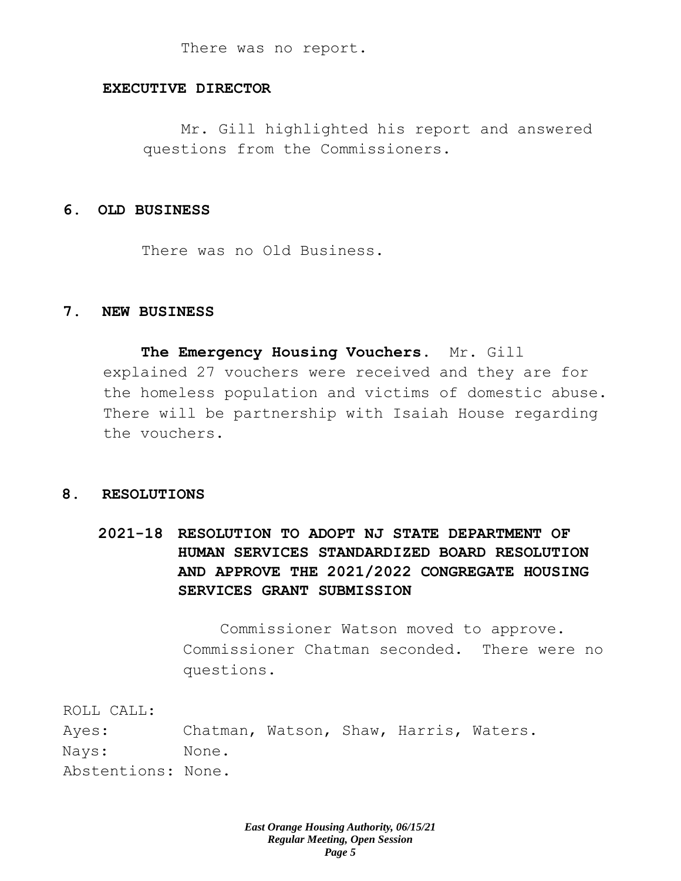There was no report.

**EXECUTIVE DIRECTOR**

Mr. Gill highlighted his report and answered questions from the Commissioners.

## 6. OLD BUSINESS

There was no Old Business.

## 7. NEW BUSINESS

**The Emergency Housing Vouchers.** Mr. Gill explained 27 vouchers were received and they are for the homeless population and victims of domestic abuse. There will be partnership with Isaiah House regarding the vouchers.

## 8. RESOLUTIONS

### 2021-18 RESOLUTION TO ADOPT NJ STATE DEPARTMENT OF HUMAN SERVICES STANDARDIZED BOARD RESOLUTION AND APPROVE THE 2021/2022 CONGREGATE HOUSING SERVICES GRANT SUBMISSION

Commissioner Watson moved to approve. Commissioner Chatman seconded. There were no questions.

ROLL CALL:
Ayes: Chatman, Watson, Shaw, Harris, Waters.
Nays: None.
Abstentions: None.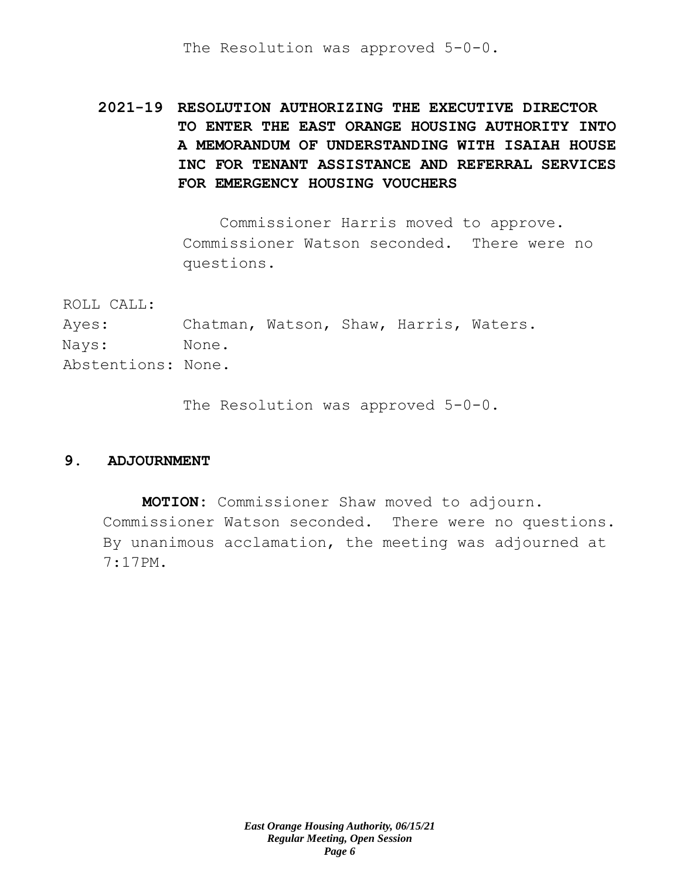The Resolution was approved 5-0-0.

**2021-19 RESOLUTION AUTHORIZING THE EXECUTIVE DIRECTOR TO ENTER THE EAST ORANGE HOUSING AUTHORITY INTO A MEMORANDUM OF UNDERSTANDING WITH ISAIAH HOUSE INC FOR TENANT ASSISTANCE AND REFERRAL SERVICES FOR EMERGENCY HOUSING VOUCHERS**

Commissioner Harris moved to approve. Commissioner Watson seconded. There were no questions.

ROLL CALL:
Ayes: Chatman, Watson, Shaw, Harris, Waters.
Nays: None.
Abstentions: None.

The Resolution was approved 5-0-0.

## 9. ADJOURNMENT

**MOTION**: Commissioner Shaw moved to adjourn. Commissioner Watson seconded. There were no questions. By unanimous acclamation, the meeting was adjourned at 7:17PM.